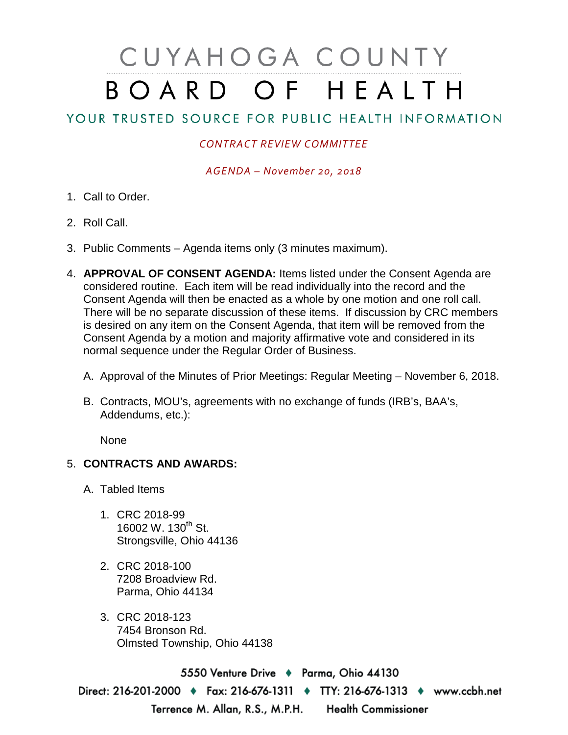# CUYAHOGA COUNTY BOARD OF HEALTH

## YOUR TRUSTED SOURCE FOR PUBLIC HEALTH INFORMATION

*CONTRACT REVIEW COMMITTEE*

*AGENDA – November 20, 2018*

1. Call to Order.

2. Roll Call.

3. Public Comments – Agenda items only (3 minutes maximum).

4. **APPROVAL OF CONSENT AGENDA:** Items listed under the Consent Agenda are considered routine. Each item will be read individually into the record and the Consent Agenda will then be enacted as a whole by one motion and one roll call. There will be no separate discussion of these items. If discussion by CRC members is desired on any item on the Consent Agenda, that item will be removed from the Consent Agenda by a motion and majority affirmative vote and considered in its normal sequence under the Regular Order of Business.

   A. Approval of the Minutes of Prior Meetings: Regular Meeting – November 6, 2018.

   B. Contracts, MOU's, agreements with no exchange of funds (IRB's, BAA's, Addendums, etc.):

      None

5. **CONTRACTS AND AWARDS:**

   A. Tabled Items

      1. CRC 2018-99
         16002 W. 130th St.
         Strongsville, Ohio 44136

      2. CRC 2018-100
         7208 Broadview Rd.
         Parma, Ohio 44134

      3. CRC 2018-123
         7454 Bronson Rd.
         Olmsted Township, Ohio 44138

5550 Venture Drive ♦ Parma, Ohio 44130
Direct: 216-201-2000 ♦ Fax: 216-676-1311 ♦ TTY: 216-676-1313 ♦ www.ccbh.net
Terrence M. Allan, R.S., M.P.H. Health Commissioner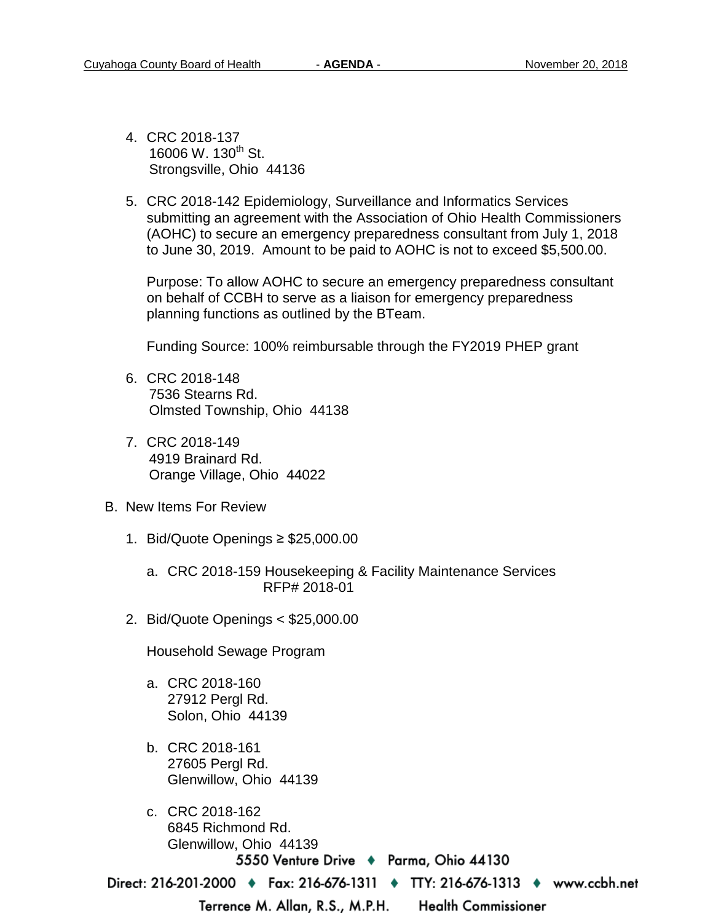4. CRC 2018-137
   16006 W. 130th St.
   Strongsville, Ohio 44136

5. CRC 2018-142 Epidemiology, Surveillance and Informatics Services submitting an agreement with the Association of Ohio Health Commissioners (AOHC) to secure an emergency preparedness consultant from July 1, 2018 to June 30, 2019. Amount to be paid to AOHC is not to exceed $5,500.00.

   Purpose: To allow AOHC to secure an emergency preparedness consultant on behalf of CCBH to serve as a liaison for emergency preparedness planning functions as outlined by the BTeam.

   Funding Source: 100% reimbursable through the FY2019 PHEP grant

6. CRC 2018-148
   7536 Stearns Rd.
   Olmsted Township, Ohio 44138

7. CRC 2018-149
   4919 Brainard Rd.
   Orange Village, Ohio 44022

B. New Items For Review

   1. Bid/Quote Openings ≥ $25,000.00

      a. CRC 2018-159 Housekeeping & Facility Maintenance Services
         RFP# 2018-01

   2. Bid/Quote Openings < $25,000.00

      Household Sewage Program

      a. CRC 2018-160
         27912 Pergl Rd.
         Solon, Ohio 44139

      b. CRC 2018-161
         27605 Pergl Rd.
         Glenwillow, Ohio 44139

      c. CRC 2018-162
         6845 Richmond Rd.
         Glenwillow, Ohio 44139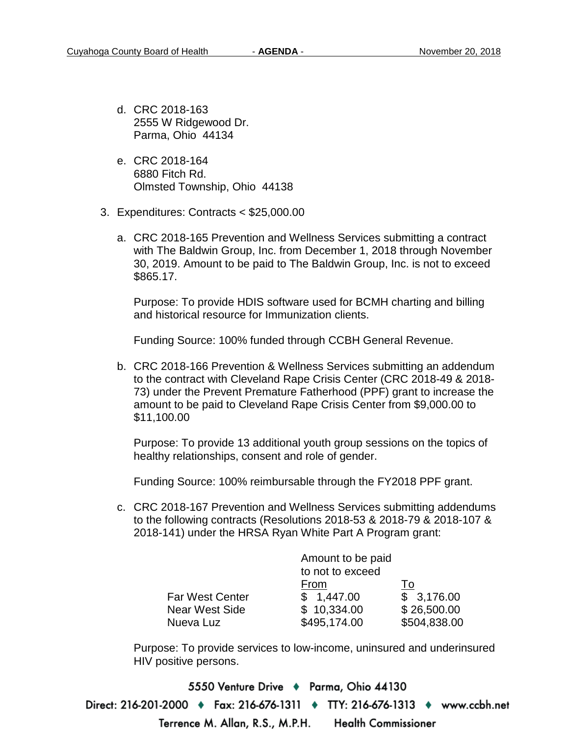d. CRC 2018-163
   2555 W Ridgewood Dr.
   Parma, Ohio 44134

e. CRC 2018-164
   6880 Fitch Rd.
   Olmsted Township, Ohio 44138

3. Expenditures: Contracts < $25,000.00

   a. CRC 2018-165 Prevention and Wellness Services submitting a contract with The Baldwin Group, Inc. from December 1, 2018 through November 30, 2019. Amount to be paid to The Baldwin Group, Inc. is not to exceed $865.17.

      Purpose: To provide HDIS software used for BCMH charting and billing and historical resource for Immunization clients.

      Funding Source: 100% funded through CCBH General Revenue.

   b. CRC 2018-166 Prevention & Wellness Services submitting an addendum to the contract with Cleveland Rape Crisis Center (CRC 2018-49 & 2018-73) under the Prevent Premature Fatherhood (PPF) grant to increase the amount to be paid to Cleveland Rape Crisis Center from $9,000.00 to $11,100.00

      Purpose: To provide 13 additional youth group sessions on the topics of healthy relationships, consent and role of gender.

      Funding Source: 100% reimbursable through the FY2018 PPF grant.

   c. CRC 2018-167 Prevention and Wellness Services submitting addendums to the following contracts (Resolutions 2018-53 & 2018-79 & 2018-107 & 2018-141) under the HRSA Ryan White Part A Program grant:

| | Amount to be paid to not to exceed From | To |
|---|---|---|
| Far West Center | $ 1,447.00 | $ 3,176.00 |
| Near West Side | $ 10,334.00 | $ 26,500.00 |
| Nueva Luz | $495,174.00 | $504,838.00 |

      Purpose: To provide services to low-income, uninsured and underinsured HIV positive persons.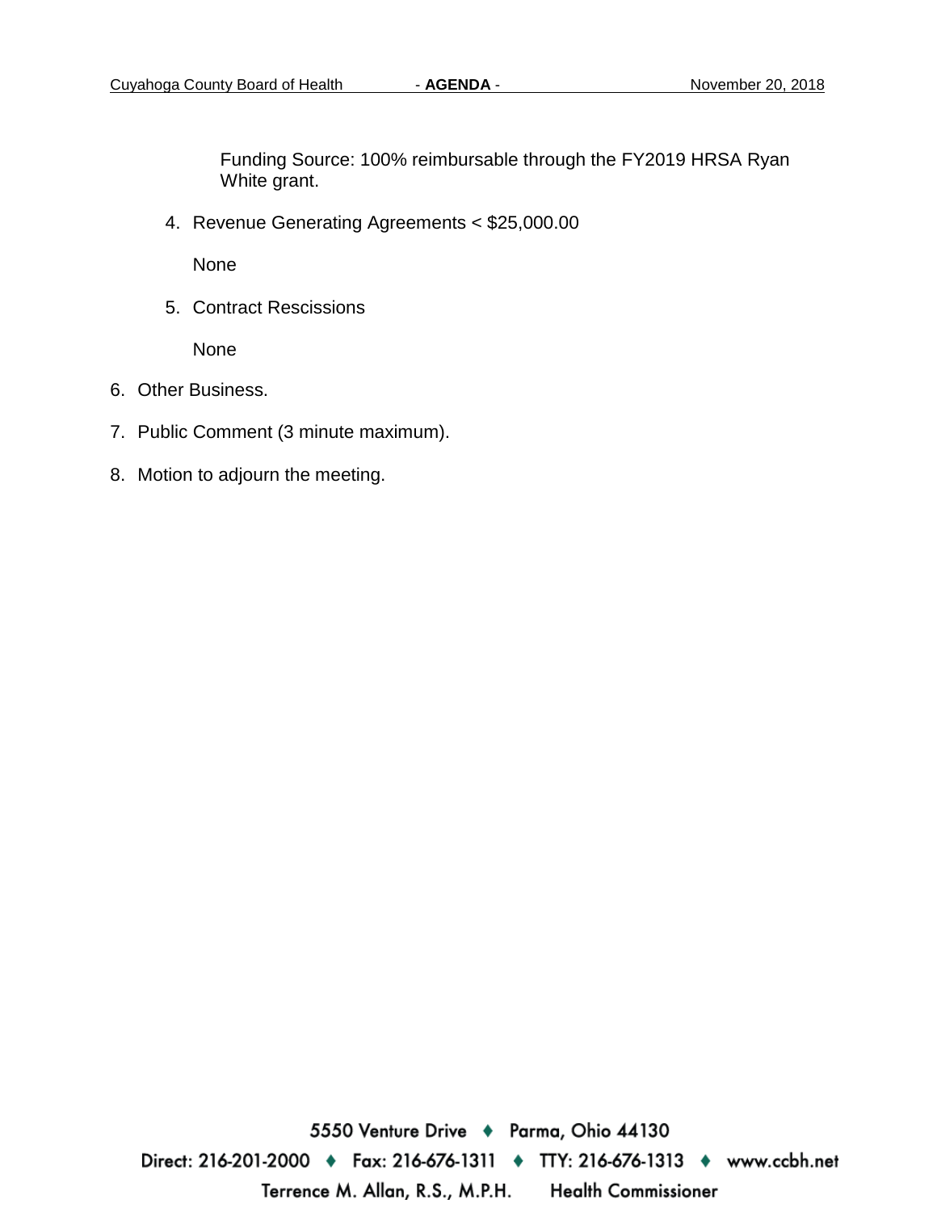Funding Source: 100% reimbursable through the FY2019 HRSA Ryan White grant.

4. Revenue Generating Agreements < $25,000.00

   None

5. Contract Rescissions

   None

6. Other Business.

7. Public Comment (3 minute maximum).

8. Motion to adjourn the meeting.